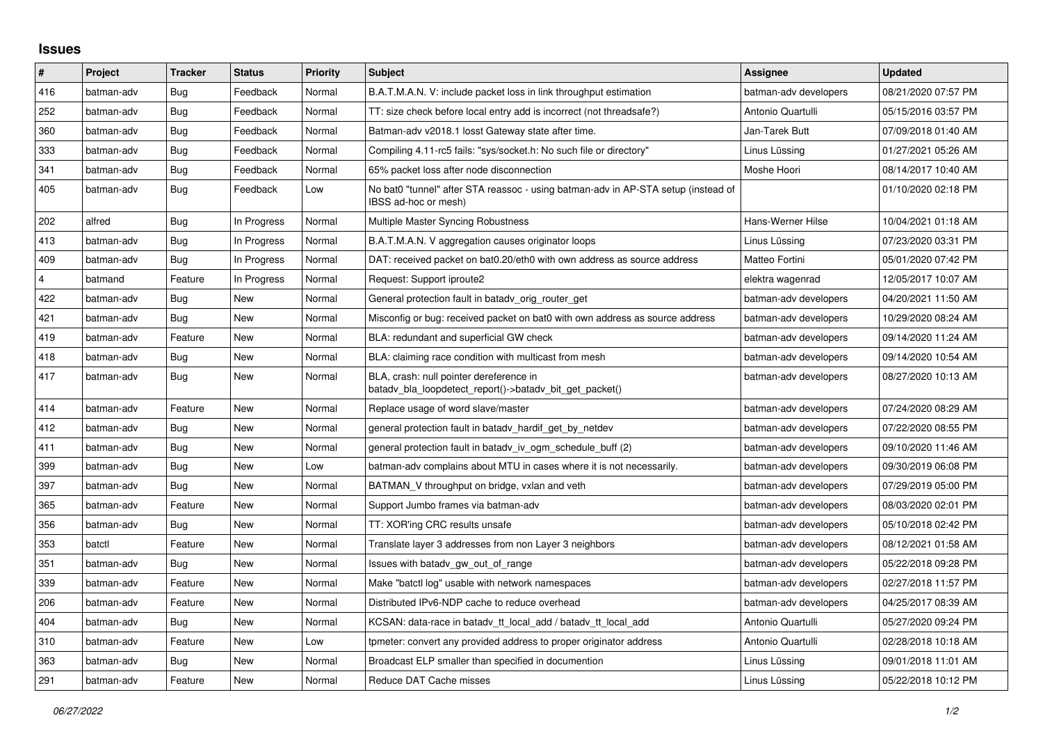# Issues

| # | Project | Tracker | Status | Priority | Subject | Assignee | Updated |
|---|---|---|---|---|---|---|---|
| 416 | batman-adv | Bug | Feedback | Normal | B.A.T.M.A.N. V: include packet loss in link throughput estimation | batman-adv developers | 08/21/2020 07:57 PM |
| 252 | batman-adv | Bug | Feedback | Normal | TT: size check before local entry add is incorrect (not threadsafe?) | Antonio Quartulli | 05/15/2016 03:57 PM |
| 360 | batman-adv | Bug | Feedback | Normal | Batman-adv v2018.1 losst Gateway state after time. | Jan-Tarek Butt | 07/09/2018 01:40 AM |
| 333 | batman-adv | Bug | Feedback | Normal | Compiling 4.11-rc5 fails: "sys/socket.h: No such file or directory" | Linus Lüssing | 01/27/2021 05:26 AM |
| 341 | batman-adv | Bug | Feedback | Normal | 65% packet loss after node disconnection | Moshe Hoori | 08/14/2017 10:40 AM |
| 405 | batman-adv | Bug | Feedback | Low | No bat0 "tunnel" after STA reassoc - using batman-adv in AP-STA setup (instead of IBSS ad-hoc or mesh) | | 01/10/2020 02:18 PM |
| 202 | alfred | Bug | In Progress | Normal | Multiple Master Syncing Robustness | Hans-Werner Hilse | 10/04/2021 01:18 AM |
| 413 | batman-adv | Bug | In Progress | Normal | B.A.T.M.A.N. V aggregation causes originator loops | Linus Lüssing | 07/23/2020 03:31 PM |
| 409 | batman-adv | Bug | In Progress | Normal | DAT: received packet on bat0.20/eth0 with own address as source address | Matteo Fortini | 05/01/2020 07:42 PM |
| 4 | batmand | Feature | In Progress | Normal | Request: Support iproute2 | elektra wagenrad | 12/05/2017 10:07 AM |
| 422 | batman-adv | Bug | New | Normal | General protection fault in batadv_orig_router_get | batman-adv developers | 04/20/2021 11:50 AM |
| 421 | batman-adv | Bug | New | Normal | Misconfig or bug: received packet on bat0 with own address as source address | batman-adv developers | 10/29/2020 08:24 AM |
| 419 | batman-adv | Feature | New | Normal | BLA: redundant and superficial GW check | batman-adv developers | 09/14/2020 11:24 AM |
| 418 | batman-adv | Bug | New | Normal | BLA: claiming race condition with multicast from mesh | batman-adv developers | 09/14/2020 10:54 AM |
| 417 | batman-adv | Bug | New | Normal | BLA, crash: null pointer dereference in batadv_bla_loopdetect_report()->batadv_bit_get_packet() | batman-adv developers | 08/27/2020 10:13 AM |
| 414 | batman-adv | Feature | New | Normal | Replace usage of word slave/master | batman-adv developers | 07/24/2020 08:29 AM |
| 412 | batman-adv | Bug | New | Normal | general protection fault in batadv_hardif_get_by_netdev | batman-adv developers | 07/22/2020 08:55 PM |
| 411 | batman-adv | Bug | New | Normal | general protection fault in batadv_iv_ogm_schedule_buff (2) | batman-adv developers | 09/10/2020 11:46 AM |
| 399 | batman-adv | Bug | New | Low | batman-adv complains about MTU in cases where it is not necessarily. | batman-adv developers | 09/30/2019 06:08 PM |
| 397 | batman-adv | Bug | New | Normal | BATMAN_V throughput on bridge, vxlan and veth | batman-adv developers | 07/29/2019 05:00 PM |
| 365 | batman-adv | Feature | New | Normal | Support Jumbo frames via batman-adv | batman-adv developers | 08/03/2020 02:01 PM |
| 356 | batman-adv | Bug | New | Normal | TT: XOR'ing CRC results unsafe | batman-adv developers | 05/10/2018 02:42 PM |
| 353 | batctl | Feature | New | Normal | Translate layer 3 addresses from non Layer 3 neighbors | batman-adv developers | 08/12/2021 01:58 AM |
| 351 | batman-adv | Bug | New | Normal | Issues with batadv_gw_out_of_range | batman-adv developers | 05/22/2018 09:28 PM |
| 339 | batman-adv | Feature | New | Normal | Make "batctl log" usable with network namespaces | batman-adv developers | 02/27/2018 11:57 PM |
| 206 | batman-adv | Feature | New | Normal | Distributed IPv6-NDP cache to reduce overhead | batman-adv developers | 04/25/2017 08:39 AM |
| 404 | batman-adv | Bug | New | Normal | KCSAN: data-race in batadv_tt_local_add / batadv_tt_local_add | Antonio Quartulli | 05/27/2020 09:24 PM |
| 310 | batman-adv | Feature | New | Low | tpmeter: convert any provided address to proper originator address | Antonio Quartulli | 02/28/2018 10:18 AM |
| 363 | batman-adv | Bug | New | Normal | Broadcast ELP smaller than specified in documention | Linus Lüssing | 09/01/2018 11:01 AM |
| 291 | batman-adv | Feature | New | Normal | Reduce DAT Cache misses | Linus Lüssing | 05/22/2018 10:12 PM |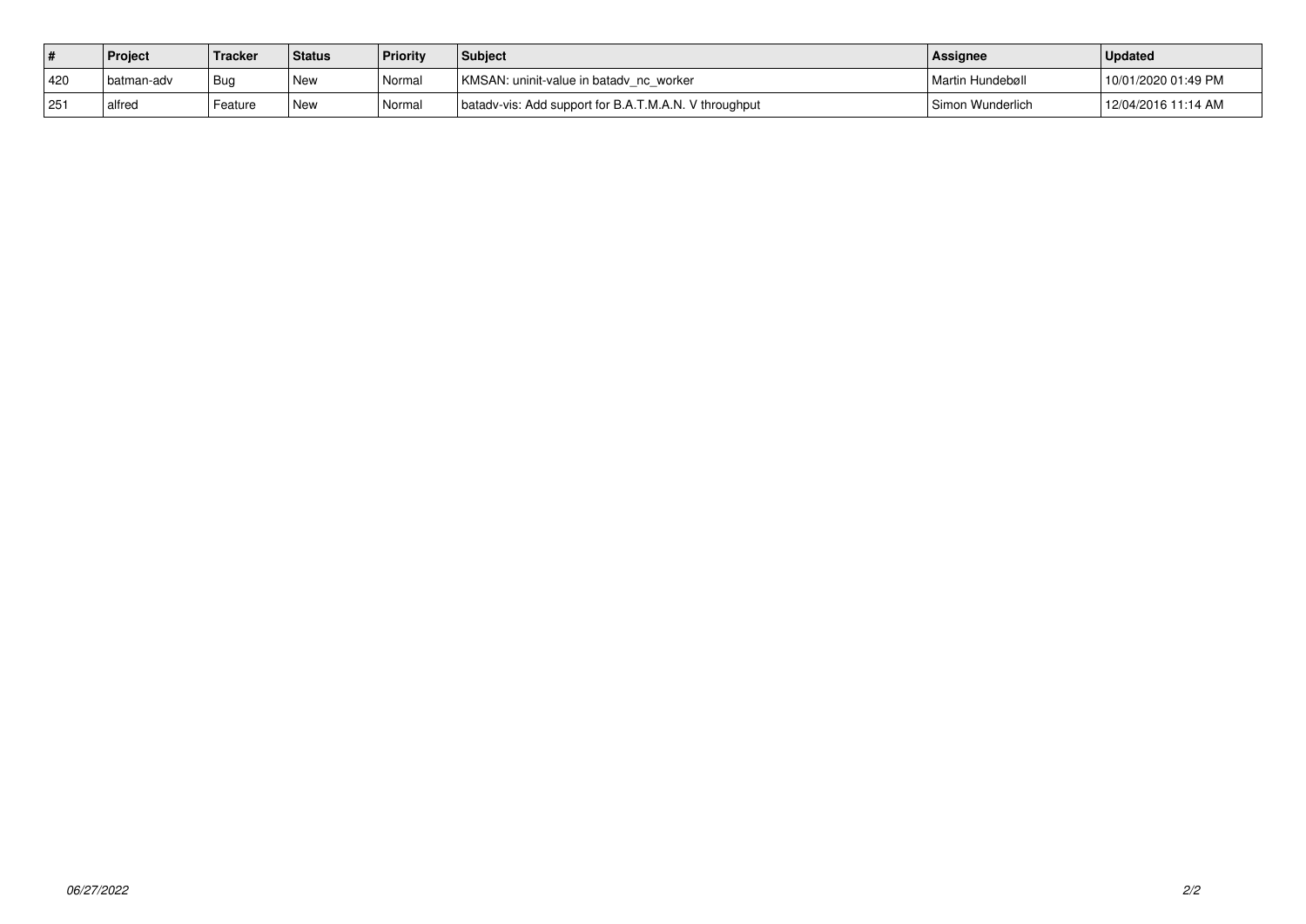| # | Project | Tracker | Status | Priority | Subject | Assignee | Updated |
|---|---|---|---|---|---|---|---|
| 420 | batman-adv | Bug | New | Normal | KMSAN: uninit-value in batadv_nc_worker | Martin Hundebøll | 10/01/2020 01:49 PM |
| 251 | alfred | Feature | New | Normal | batadv-vis: Add support for B.A.T.M.A.N. V throughput | Simon Wunderlich | 12/04/2016 11:14 AM |